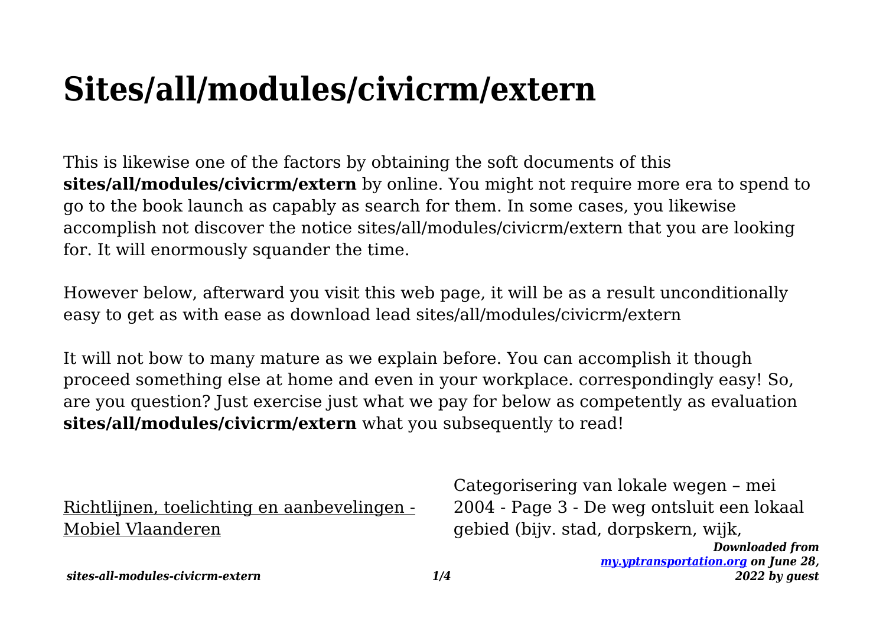# Sites/all/modules/civicrm/extern

This is likewise one of the factors by obtaining the soft documents of this **sites/all/modules/civicrm/extern** by online. You might not require more era to spend to go to the book launch as capably as search for them. In some cases, you likewise accomplish not discover the notice sites/all/modules/civicrm/extern that you are looking for. It will enormously squander the time.

However below, afterward you visit this web page, it will be as a result unconditionally easy to get as with ease as download lead sites/all/modules/civicrm/extern

It will not bow to many mature as we explain before. You can accomplish it though proceed something else at home and even in your workplace. correspondingly easy! So, are you question? Just exercise just what we pay for below as competently as evaluation **sites/all/modules/civicrm/extern** what you subsequently to read!

Richtlijnen, toelichting en aanbevelingen - Mobiel Vlaanderen

Categorisering van lokale wegen – mei 2004 - Page 3 - De weg ontsluit een lokaal gebied (bijv. stad, dorpskern, wijk,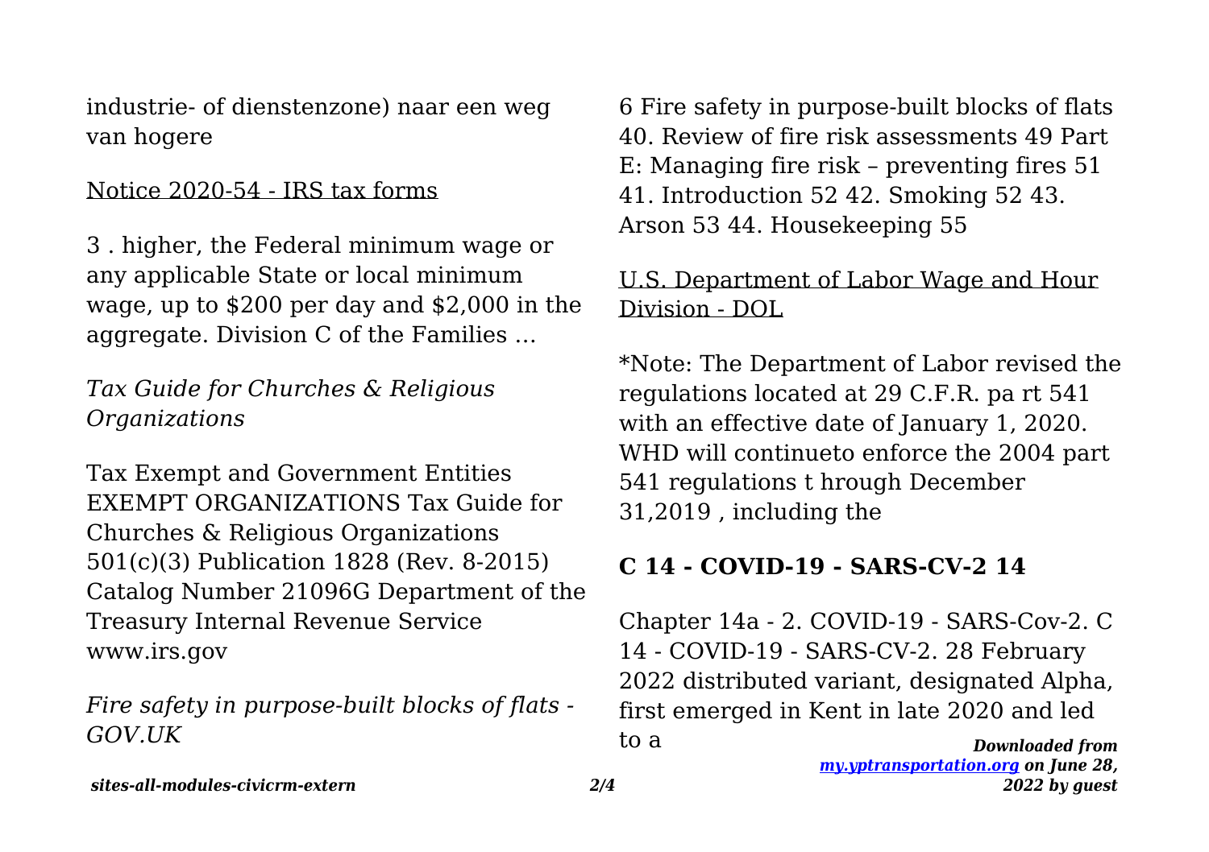industrie- of dienstenzone) naar een weg van hogere

Notice 2020-54 - IRS tax forms

3 . higher, the Federal minimum wage or any applicable State or local minimum wage, up to $200 per day and $2,000 in the aggregate. Division C of the Families …

*Tax Guide for Churches & Religious Organizations*

Tax Exempt and Government Entities EXEMPT ORGANIZATIONS Tax Guide for Churches & Religious Organizations 501(c)(3) Publication 1828 (Rev. 8-2015) Catalog Number 21096G Department of the Treasury Internal Revenue Service www.irs.gov

*Fire safety in purpose-built blocks of flats - GOV.UK*

6 Fire safety in purpose-built blocks of flats 40. Review of fire risk assessments 49 Part E: Managing fire risk – preventing fires 51 41. Introduction 52 42. Smoking 52 43. Arson 53 44. Housekeeping 55

U.S. Department of Labor Wage and Hour Division - DOL

*Note: The Department of Labor revised the regulations located at 29 C.F.R. pa rt 541 with an effective date of January 1, 2020. WHD will continueto enforce the 2004 part 541 regulations t hrough December 31,2019 , including the

**C 14 - COVID-19 - SARS-CV-2 14**

Chapter 14a - 2. COVID-19 - SARS-Cov-2. C 14 - COVID-19 - SARS-CV-2. 28 February 2022 distributed variant, designated Alpha, first emerged in Kent in late 2020 and led to a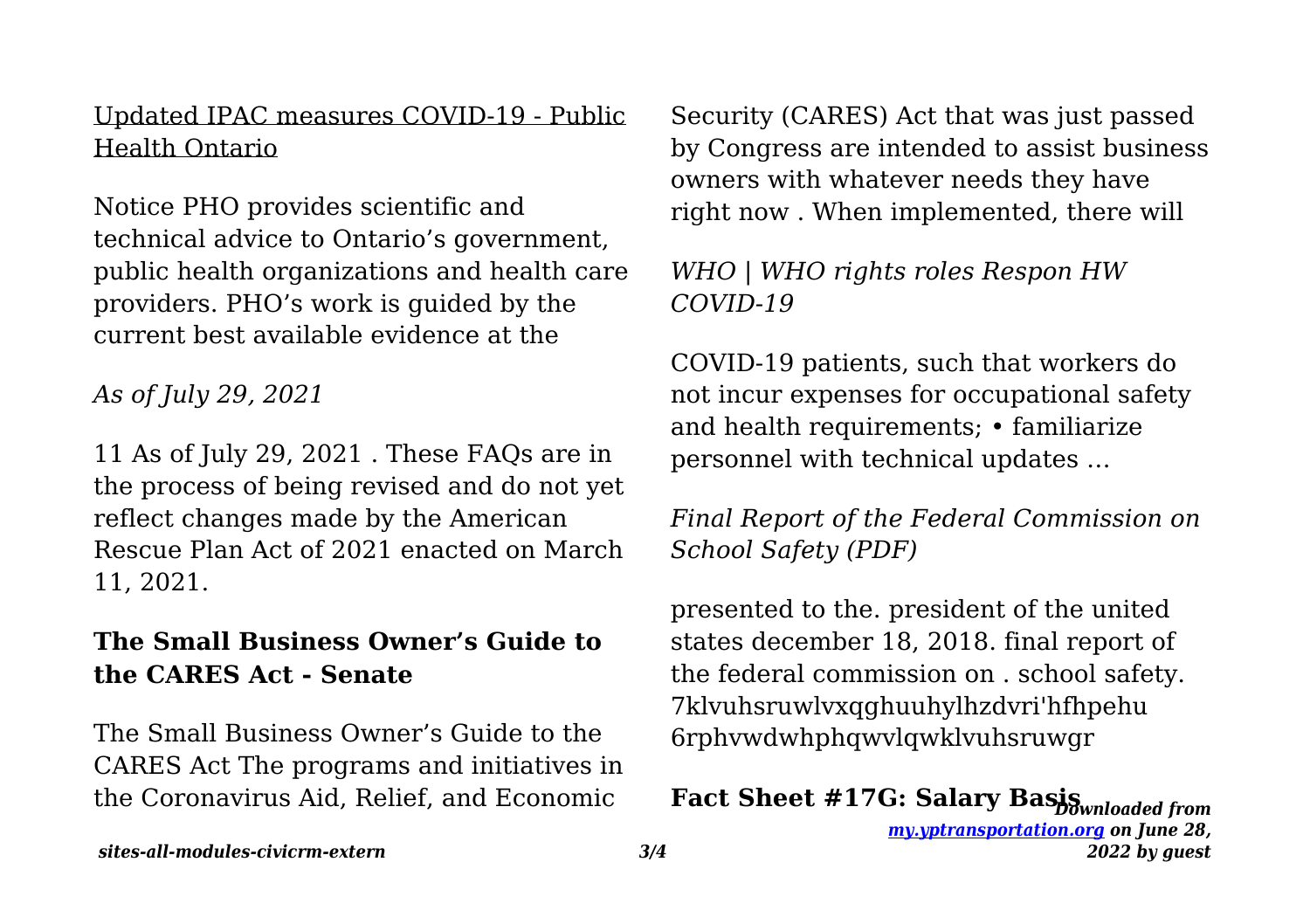Updated IPAC measures COVID-19 - Public Health Ontario

Notice PHO provides scientific and technical advice to Ontario's government, public health organizations and health care providers. PHO's work is guided by the current best available evidence at the

*As of July 29, 2021*

11 As of July 29, 2021 . These FAQs are in the process of being revised and do not yet reflect changes made by the American Rescue Plan Act of 2021 enacted on March 11, 2021.

**The Small Business Owner's Guide to the CARES Act - Senate**

The Small Business Owner's Guide to the CARES Act The programs and initiatives in the Coronavirus Aid, Relief, and Economic Security (CARES) Act that was just passed by Congress are intended to assist business owners with whatever needs they have right now . When implemented, there will

*WHO | WHO rights roles Respon HW COVID-19*

COVID-19 patients, such that workers do not incur expenses for occupational safety and health requirements; • familiarize personnel with technical updates …

*Final Report of the Federal Commission on School Safety (PDF)*

presented to the. president of the united states december 18, 2018. final report of the federal commission on . school safety. 7klvuhsruwlvxqghuuhylhzdvri'hfhpehu 6rphvwdwhphqwvlqwklvuhsruwgr

**Fact Sheet #17G: Salary Basis**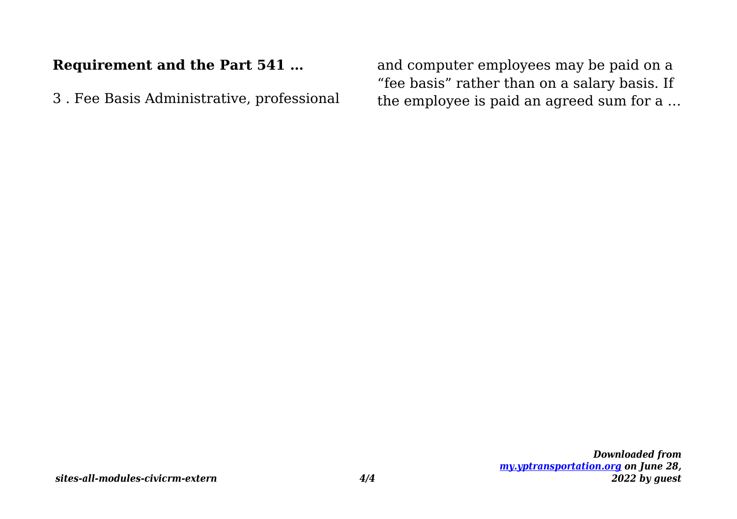**Requirement and the Part 541 …**

3 . Fee Basis Administrative, professional and computer employees may be paid on a "fee basis" rather than on a salary basis. If the employee is paid an agreed sum for a …